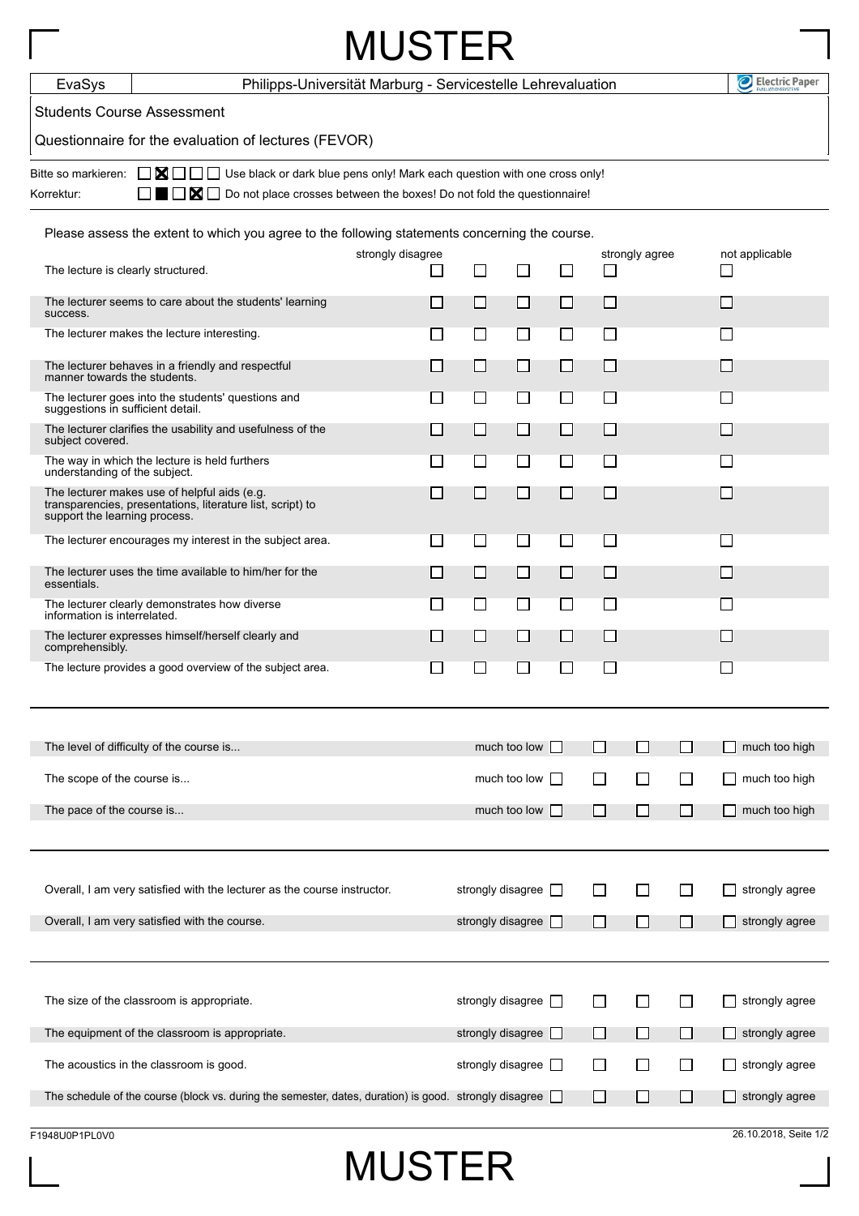# MUSTER

| EvaSys | Philipps-Universität Marburg - Servicestelle Lehrevaluation | Electric Paper |
|---|---|---|

Students Course Assessment

Questionnaire for the evaluation of lectures (FEVOR)

Bitte so markieren: ☐ ☒ ☐ ☐ ☐ Use black or dark blue pens only! Mark each question with one cross only!

Korrektur: ☐ ■ ☐ ☒ ☐ Do not place crosses between the boxes! Do not fold the questionnaire!

Please assess the extent to which you agree to the following statements concerning the course.

| | strongly disagree | | | | strongly agree | not applicable |
|---|---|---|---|---|---|---|
| The lecture is clearly structured. | ☐ | ☐ | ☐ | ☐ | ☐ | ☐ |
| The lecturer seems to care about the students' learning success. | ☐ | ☐ | ☐ | ☐ | ☐ | ☐ |
| The lecturer makes the lecture interesting. | ☐ | ☐ | ☐ | ☐ | ☐ | ☐ |
| The lecturer behaves in a friendly and respectful manner towards the students. | ☐ | ☐ | ☐ | ☐ | ☐ | ☐ |
| The lecturer goes into the students' questions and suggestions in sufficient detail. | ☐ | ☐ | ☐ | ☐ | ☐ | ☐ |
| The lecturer clarifies the usability and usefulness of the subject covered. | ☐ | ☐ | ☐ | ☐ | ☐ | ☐ |
| The way in which the lecture is held furthers understanding of the subject. | ☐ | ☐ | ☐ | ☐ | ☐ | ☐ |
| The lecturer makes use of helpful aids (e.g. transparencies, presentations, literature list, script) to support the learning process. | ☐ | ☐ | ☐ | ☐ | ☐ | ☐ |
| The lecturer encourages my interest in the subject area. | ☐ | ☐ | ☐ | ☐ | ☐ | ☐ |
| The lecturer uses the time available to him/her for the essentials. | ☐ | ☐ | ☐ | ☐ | ☐ | ☐ |
| The lecturer clearly demonstrates how diverse information is interrelated. | ☐ | ☐ | ☐ | ☐ | ☐ | ☐ |
| The lecturer expresses himself/herself clearly and comprehensibly. | ☐ | ☐ | ☐ | ☐ | ☐ | ☐ |
| The lecture provides a good overview of the subject area. | ☐ | ☐ | ☐ | ☐ | ☐ | ☐ |

---

| | | | | | | | |
|---|---|---|---|---|---|---|---|
| The level of difficulty of the course is... | much too low | ☐ | ☐ | ☐ | ☐ | ☐ | much too high |
| The scope of the course is... | much too low | ☐ | ☐ | ☐ | ☐ | ☐ | much too high |
| The pace of the course is... | much too low | ☐ | ☐ | ☐ | ☐ | ☐ | much too high |

---

| | | | | | | | |
|---|---|---|---|---|---|---|---|
| Overall, I am very satisfied with the lecturer as the course instructor. | strongly disagree | ☐ | ☐ | ☐ | ☐ | ☐ | strongly agree |
| Overall, I am very satisfied with the course. | strongly disagree | ☐ | ☐ | ☐ | ☐ | ☐ | strongly agree |

---

| | | | | | | | |
|---|---|---|---|---|---|---|---|
| The size of the classroom is appropriate. | strongly disagree | ☐ | ☐ | ☐ | ☐ | ☐ | strongly agree |
| The equipment of the classroom is appropriate. | strongly disagree | ☐ | ☐ | ☐ | ☐ | ☐ | strongly agree |
| The acoustics in the classroom is good. | strongly disagree | ☐ | ☐ | ☐ | ☐ | ☐ | strongly agree |
| The schedule of the course (block vs. during the semester, dates, duration) is good. | strongly disagree | ☐ | ☐ | ☐ | ☐ | ☐ | strongly agree |

F1948U0P1PL0V0

26.10.2018

# MUSTER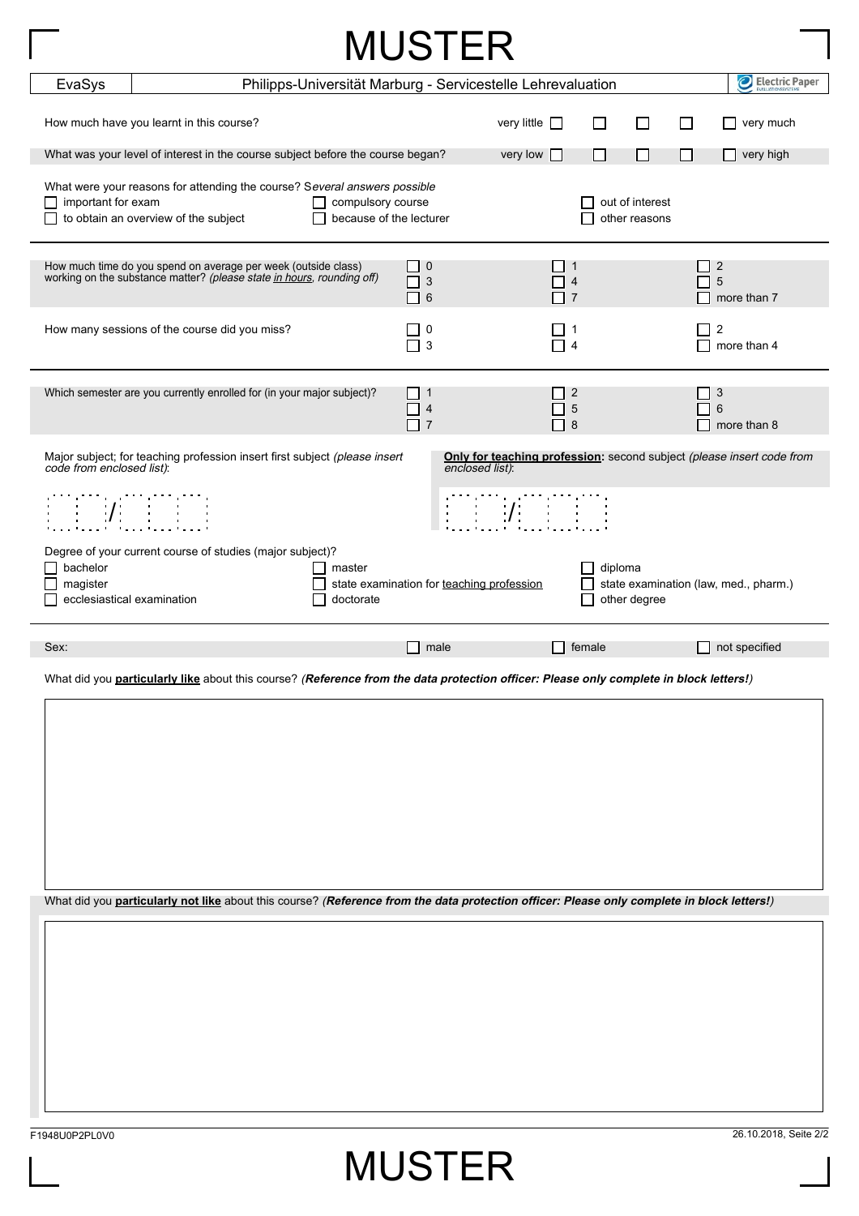# MUSTER

EvaSys | Philipps-Universität Marburg - Servicestelle Lehrevaluation | Electric Paper

How much have you learnt in this course? very little ☐ ☐ ☐ ☐ ☐ very much

What was your level of interest in the course subject before the course began? very low ☐ ☐ ☐ ☐ ☐ very high

What were your reasons for attending the course? *Several answers possible*

- ☐ important for exam
- ☐ compulsory course
- ☐ out of interest
- ☐ to obtain an overview of the subject
- ☐ because of the lecturer
- ☐ other reasons

---

How much time do you spend on average per week (outside class) working on the substance matter? *(please state in hours, rounding off)*

- ☐ 0
- ☐ 1
- ☐ 2
- ☐ 3
- ☐ 4
- ☐ 5
- ☐ 6
- ☐ 7
- ☐ more than 7

How many sessions of the course did you miss?

- ☐ 0
- ☐ 1
- ☐ 2
- ☐ 3
- ☐ 4
- ☐ more than 4

---

Which semester are you currently enrolled for (in your major subject)?

- ☐ 1
- ☐ 2
- ☐ 3
- ☐ 4
- ☐ 5
- ☐ 6
- ☐ 7
- ☐ 8
- ☐ more than 8

Major subject; for teaching profession insert first subject *(please insert code from enclosed list)*:

_ _ / _ _ _

**Only for teaching profession:** second subject *(please insert code from enclosed list)*:

_ _ / _ _ _

Degree of your current course of studies (major subject)?

- ☐ bachelor
- ☐ master
- ☐ diploma
- ☐ magister
- ☐ state examination for teaching profession
- ☐ state examination (law, med., pharm.)
- ☐ ecclesiastical examination
- ☐ doctorate
- ☐ other degree

---

Sex: ☐ male ☐ female ☐ not specified

What did you **particularly like** about this course? *(**Reference from the data protection officer: Please only complete in block letters!**)*

What did you **particularly not like** about this course? *(**Reference from the data protection officer: Please only complete in block letters!**)*

F1948U0P2PL0V0

# MUSTER